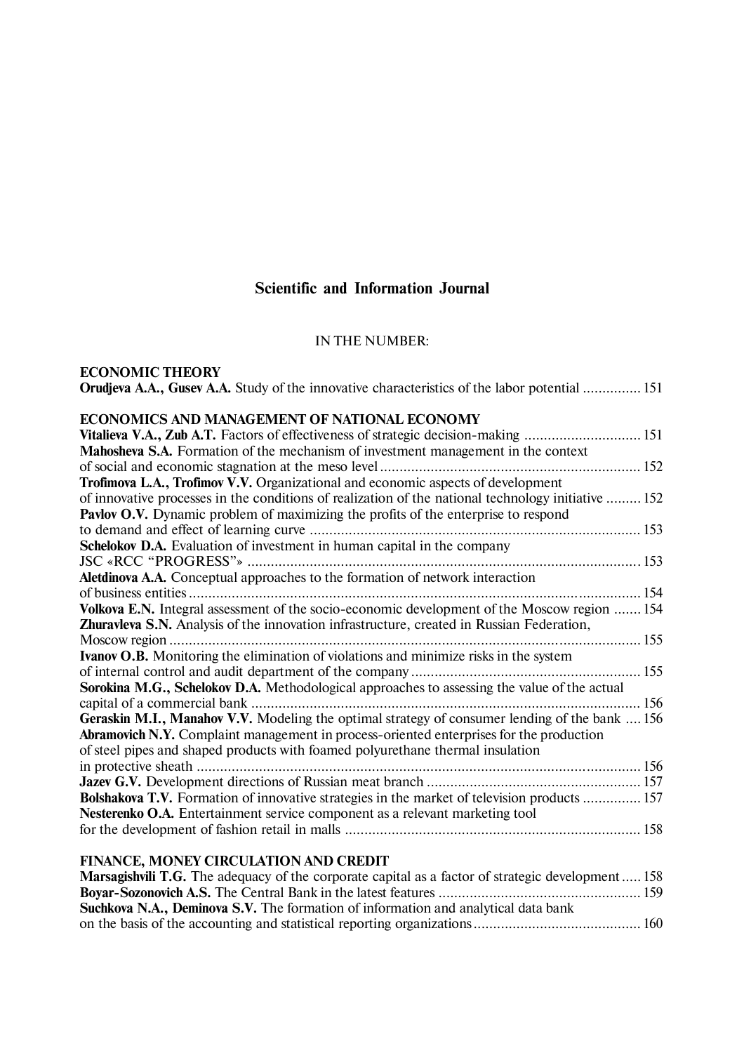## Scientific and Information Journal

IN THE NUMBER:

### ECONOMIC THEORY

**Orudjeva A.A., Gusev A.A.** Study of the innovative characteristics of the labor potential ............... 151

### ECONOMICS AND MANAGEMENT OF NATIONAL ECONOMY

**Vitalieva V.A., Zub A.T.** Factors of effectiveness of strategic decision-making .............................. 151

**Mahosheva S.A.** Formation of the mechanism of investment management in the context of social and economic stagnation at the meso level .................................................................. 152

**Trofimova L.A., Trofimov V.V.** Organizational and economic aspects of development of innovative processes in the conditions of realization of the national technology initiative ......... 152

**Pavlov O.V.** Dynamic problem of maximizing the profits of the enterprise to respond to demand and effect of learning curve ..................................................................................... 153

**Schelokov D.A.** Evaluation of investment in human capital in the company JSC «RCC "PROGRESS"» ..................................................................................................... 153

**Aletdinova A.A.** Conceptual approaches to the formation of network interaction of business entities ....................................................................................................................... 154

**Volkova E.N.** Integral assessment of the socio-economic development of the Moscow region ....... 154

**Zhuravleva S.N.** Analysis of the innovation infrastructure, created in Russian Federation, Moscow region ........................................................................................................................ 155

**Ivanov O.B.** Monitoring the elimination of violations and minimize risks in the system of internal control and audit department of the company ........................................................... 155

**Sorokina M.G., Schelokov D.A.** Methodological approaches to assessing the value of the actual capital of a commercial bank .................................................................................................... 156

**Geraskin M.I., Manahov V.V.** Modeling the optimal strategy of consumer lending of the bank .... 156

**Abramovich N.Y.** Complaint management in process-oriented enterprises for the production of steel pipes and shaped products with foamed polyurethane thermal insulation in protective sheath .................................................................................................................. 156

**Jazev G.V.** Development directions of Russian meat branch ....................................................... 157

**Bolshakova T.V.** Formation of innovative strategies in the market of television products ............... 157

**Nesterenko O.A.** Entertainment service component as a relevant marketing tool for the development of fashion retail in malls ............................................................................ 158

### FINANCE, MONEY CIRCULATION AND CREDIT

**Marsagishvili T.G.** The adequacy of the corporate capital as a factor of strategic development ..... 158

**Boyar-Sozonovich A.S.** The Central Bank in the latest features .................................................... 159

**Suchkova N.A., Deminova S.V.** The formation of information and analytical data bank on the basis of the accounting and statistical reporting organizations ........................................... 160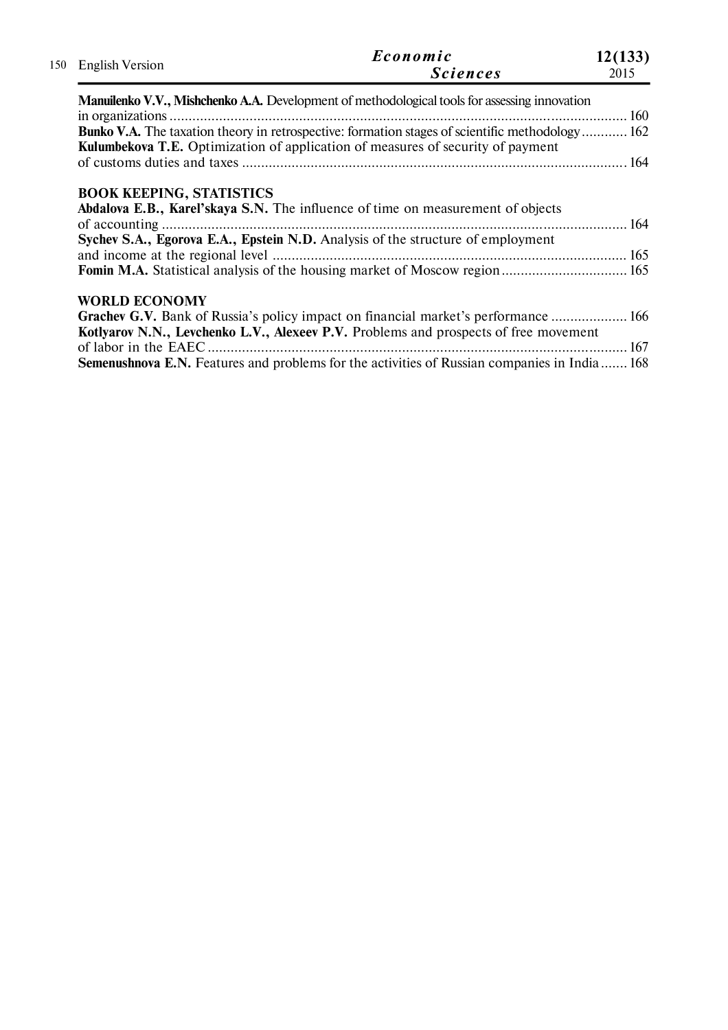**Manuilenko V.V., Mishchenko A.A.** Development of methodological tools for assessing innovation in organizations ........................................................................................................................ 160

**Bunko V.A.** The taxation theory in retrospective: formation stages of scientific methodology ............ 162

**Kulumbekova T.E.** Optimization of application of measures of security of payment of customs duties and taxes ..................................................................................................... 164

## BOOK KEEPING, STATISTICS

**Abdalova E.B., Karel'skaya S.N.** The influence of time on measurement of objects of accounting ........................................................................................................................... 164

**Sychev S.A., Egorova E.A., Epstein N.D.** Analysis of the structure of employment and income at the regional level ............................................................................................. 165

**Fomin M.A.** Statistical analysis of the housing market of Moscow region ................................. 165

## WORLD ECONOMY

**Grachev G.V.** Bank of Russia's policy impact on financial market's performance .................... 166

**Kotlyarov N.N., Levchenko L.V., Alexeev P.V.** Problems and prospects of free movement of labor in the EAEC ............................................................................................................... 167

**Semenushnova E.N.** Features and problems for the activities of Russian companies in India ....... 168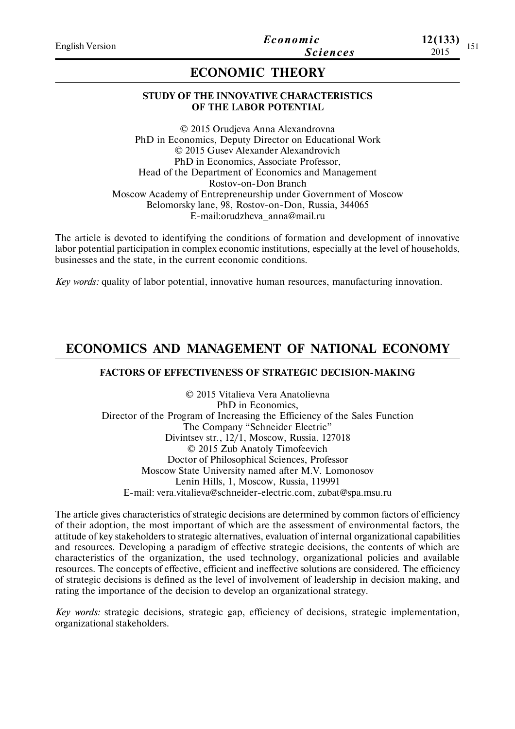# ECONOMIC THEORY

### STUDY OF THE INNOVATIVE CHARACTERISTICS OF THE LABOR POTENTIAL

© 2015 Orudjeva Anna Alexandrovna
PhD in Economics, Deputy Director on Educational Work
© 2015 Gusev Alexander Alexandrovich
PhD in Economics, Associate Professor,
Head of the Department of Economics and Management
Rostov-on-Don Branch
Moscow Academy of Entrepreneurship under Government of Moscow
Belomorsky lane, 98, Rostov-on-Don, Russia, 344065
E-mail:orudzheva_anna@mail.ru

The article is devoted to identifying the conditions of formation and development of innovative labor potential participation in complex economic institutions, especially at the level of households, businesses and the state, in the current economic conditions.

*Key words:* quality of labor potential, innovative human resources, manufacturing innovation.

# ECONOMICS AND MANAGEMENT OF NATIONAL ECONOMY

### FACTORS OF EFFECTIVENESS OF STRATEGIC DECISION-MAKING

© 2015 Vitalieva Vera Anatolievna
PhD in Economics,
Director of the Program of Increasing the Efficiency of the Sales Function
The Company "Schneider Electric"
Divintsev str., 12/1, Moscow, Russia, 127018
© 2015 Zub Anatoly Timofeevich
Doctor of Philosophical Sciences, Professor
Moscow State University named after M.V. Lomonosov
Lenin Hills, 1, Moscow, Russia, 119991
E-mail: vera.vitalieva@schneider-electric.com, zubat@spa.msu.ru

The article gives characteristics of strategic decisions are determined by common factors of efficiency of their adoption, the most important of which are the assessment of environmental factors, the attitude of key stakeholders to strategic alternatives, evaluation of internal organizational capabilities and resources. Developing a paradigm of effective strategic decisions, the contents of which are characteristics of the organization, the used technology, organizational policies and available resources. The concepts of effective, efficient and ineffective solutions are considered. The efficiency of strategic decisions is defined as the level of involvement of leadership in decision making, and rating the importance of the decision to develop an organizational strategy.

*Key words:* strategic decisions, strategic gap, efficiency of decisions, strategic implementation, organizational stakeholders.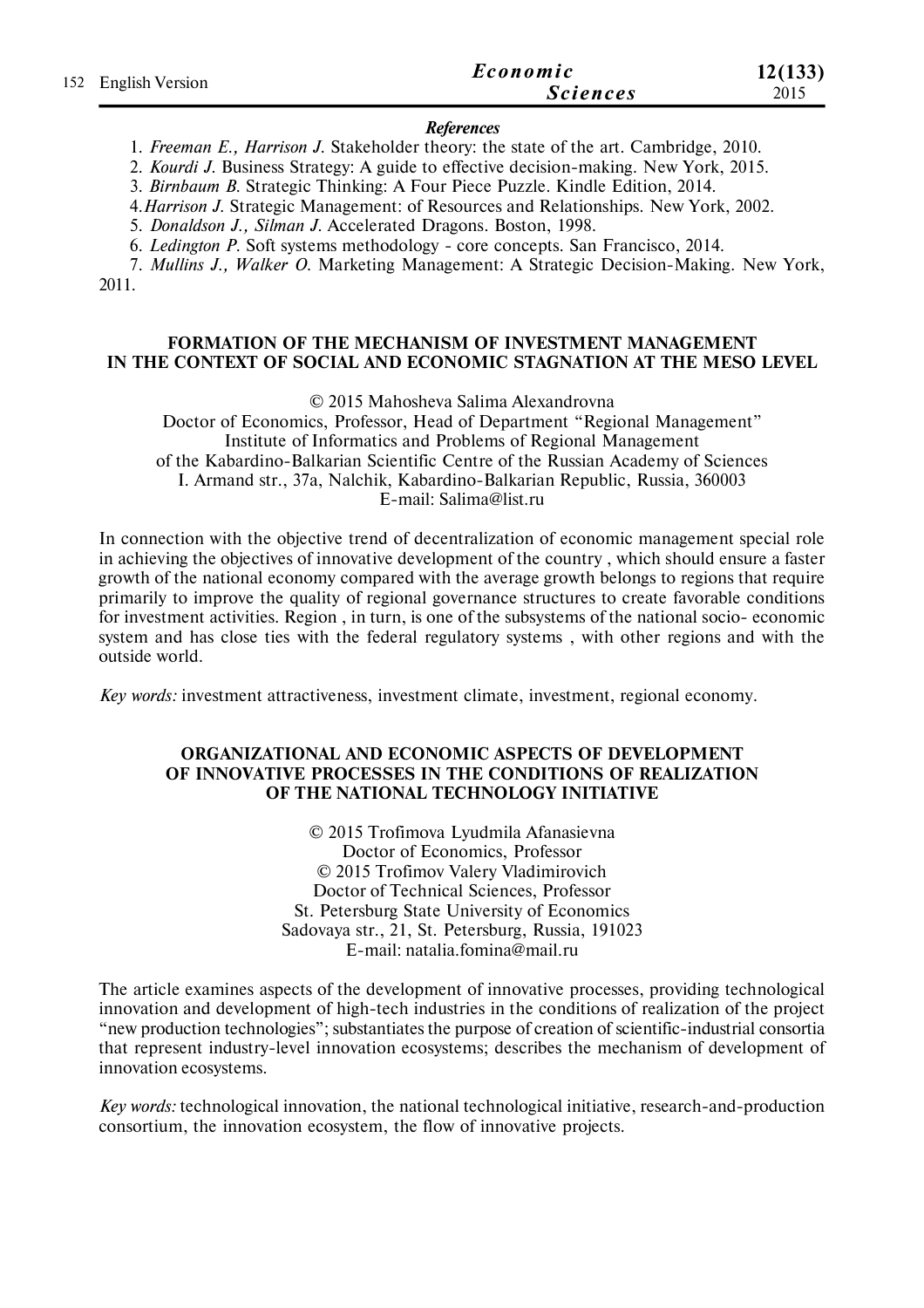***References***

1. *Freeman E., Harrison J.* Stakeholder theory: the state of the art. Cambridge, 2010.
2. *Kourdi J.* Business Strategy: A guide to effective decision-making. New York, 2015.
3. *Birnbaum B.* Strategic Thinking: A Four Piece Puzzle. Kindle Edition, 2014.
4. *Harrison J.* Strategic Management: of Resources and Relationships. New York, 2002.
5. *Donaldson J., Silman J.* Accelerated Dragons. Boston, 1998.
6. *Ledington P.* Soft systems methodology - core concepts. San Francisco, 2014.
7. *Mullins J., Walker O.* Marketing Management: A Strategic Decision-Making. New York, 2011.

## FORMATION OF THE MECHANISM OF INVESTMENT MANAGEMENT IN THE CONTEXT OF SOCIAL AND ECONOMIC STAGNATION AT THE MESO LEVEL

© 2015 Mahosheva Salima Alexandrovna
Doctor of Economics, Professor, Head of Department "Regional Management"
Institute of Informatics and Problems of Regional Management
of the Kabardino-Balkarian Scientific Centre of the Russian Academy of Sciences
I. Armand str., 37a, Nalchik, Kabardino-Balkarian Republic, Russia, 360003
E-mail: Salima@list.ru

In connection with the objective trend of decentralization of economic management special role in achieving the objectives of innovative development of the country , which should ensure a faster growth of the national economy compared with the average growth belongs to regions that require primarily to improve the quality of regional governance structures to create favorable conditions for investment activities. Region , in turn, is one of the subsystems of the national socio- economic system and has close ties with the federal regulatory systems , with other regions and with the outside world.

*Key words:* investment attractiveness, investment climate, investment, regional economy.

## ORGANIZATIONAL AND ECONOMIC ASPECTS OF DEVELOPMENT OF INNOVATIVE PROCESSES IN THE CONDITIONS OF REALIZATION OF THE NATIONAL TECHNOLOGY INITIATIVE

© 2015 Trofimova Lyudmila Afanasievna
Doctor of Economics, Professor
© 2015 Trofimov Valery Vladimirovich
Doctor of Technical Sciences, Professor
St. Petersburg State University of Economics
Sadovaya str., 21, St. Petersburg, Russia, 191023
E-mail: natalia.fomina@mail.ru

The article examines aspects of the development of innovative processes, providing technological innovation and development of high-tech industries in the conditions of realization of the project "new production technologies"; substantiates the purpose of creation of scientific-industrial consortia that represent industry-level innovation ecosystems; describes the mechanism of development of innovation ecosystems.

*Key words:* technological innovation, the national technological initiative, research-and-production consortium, the innovation ecosystem, the flow of innovative projects.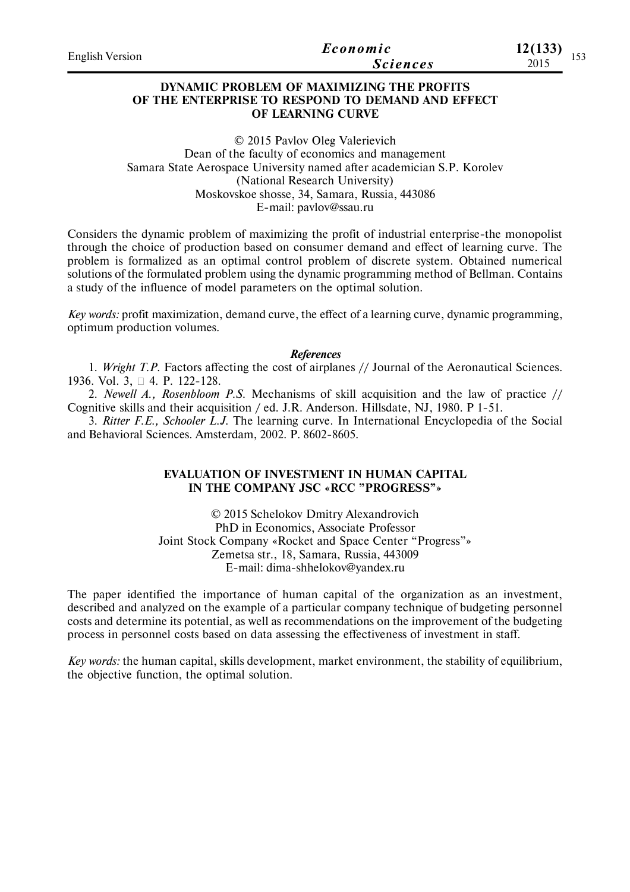## DYNAMIC PROBLEM OF MAXIMIZING THE PROFITS OF THE ENTERPRISE TO RESPOND TO DEMAND AND EFFECT OF LEARNING CURVE

© 2015 Pavlov Oleg Valerievich
Dean of the faculty of economics and management
Samara State Aerospace University named after academician S.P. Korolev
(National Research University)
Moskovskoe shosse, 34, Samara, Russia, 443086
E-mail: pavlov@ssau.ru

Considers the dynamic problem of maximizing the profit of industrial enterprise-the monopolist through the choice of production based on consumer demand and effect of learning curve. The problem is formalized as an optimal control problem of discrete system. Obtained numerical solutions of the formulated problem using the dynamic programming method of Bellman. Contains a study of the influence of model parameters on the optimal solution.

*Key words:* profit maximization, demand curve, the effect of a learning curve, dynamic programming, optimum production volumes.

***References***

1. *Wright T.P.* Factors affecting the cost of airplanes // Journal of the Aeronautical Sciences. 1936. Vol. 3, № 4. P. 122-128.
2. *Newell A., Rosenbloom P.S.* Mechanisms of skill acquisition and the law of practice // Cognitive skills and their acquisition / ed. J.R. Anderson. Hillsdate, NJ, 1980. P 1-51.
3. *Ritter F.E., Schooler L.J.* The learning curve. In International Encyclopedia of the Social and Behavioral Sciences. Amsterdam, 2002. P. 8602-8605.

## EVALUATION OF INVESTMENT IN HUMAN CAPITAL IN THE COMPANY JSC «RCC "PROGRESS"»

© 2015 Schelokov Dmitry Alexandrovich
PhD in Economics, Associate Professor
Joint Stock Company «Rocket and Space Center "Progress"»
Zemetsa str., 18, Samara, Russia, 443009
E-mail: dima-shhelokov@yandex.ru

The paper identified the importance of human capital of the organization as an investment, described and analyzed on the example of a particular company technique of budgeting personnel costs and determine its potential, as well as recommendations on the improvement of the budgeting process in personnel costs based on data assessing the effectiveness of investment in staff.

*Key words:* the human capital, skills development, market environment, the stability of equilibrium, the objective function, the optimal solution.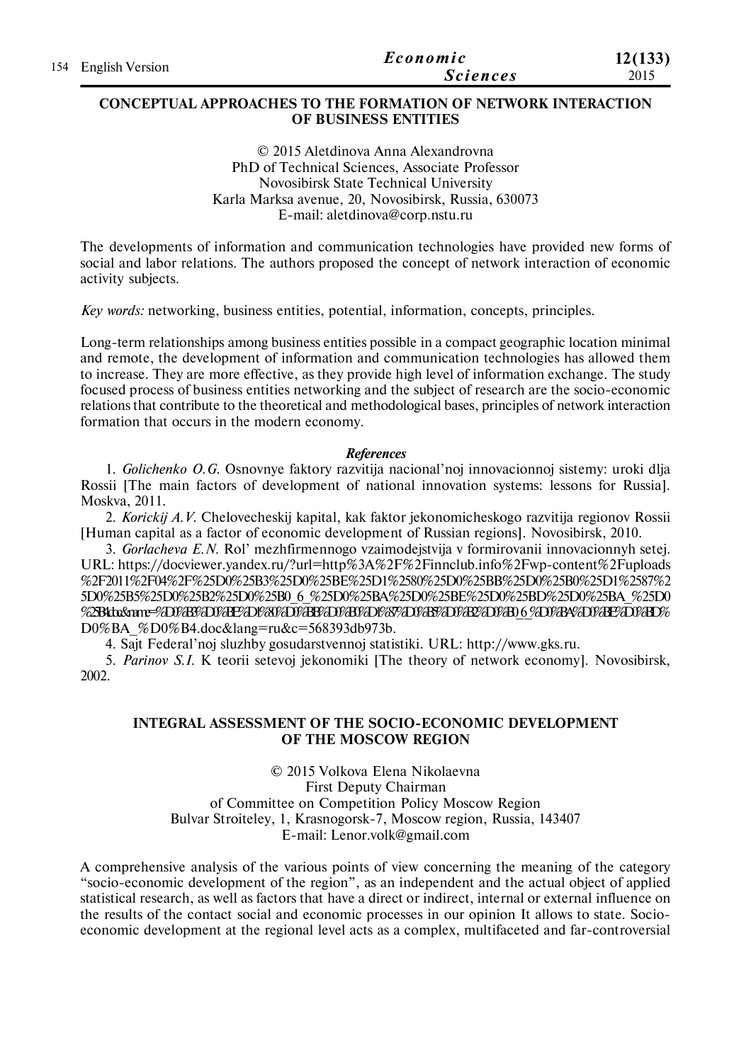## CONCEPTUAL APPROACHES TO THE FORMATION OF NETWORK INTERACTION OF BUSINESS ENTITIES

© 2015 Aletdinova Anna Alexandrovna
PhD of Technical Sciences, Associate Professor
Novosibirsk State Technical University
Karla Marksa avenue, 20, Novosibirsk, Russia, 630073
E-mail: aletdinova@corp.nstu.ru

The developments of information and communication technologies have provided new forms of social and labor relations. The authors proposed the concept of network interaction of economic activity subjects.

*Key words:* networking, business entities, potential, information, concepts, principles.

Long-term relationships among business entities possible in a compact geographic location minimal and remote, the development of information and communication technologies has allowed them to increase. They are more effective, as they provide high level of information exchange. The study focused process of business entities networking and the subject of research are the socio-economic relations that contribute to the theoretical and methodological bases, principles of network interaction formation that occurs in the modern economy.

***References***

1. *Golichenko O.G.* Osnovnye faktory razvitija nacional'noj innovacionnoj sistemy: uroki dlja Rossii [The main factors of development of national innovation systems: lessons for Russia]. Moskva, 2011.
2. *Korickij A.V.* Chelovecheskij kapital, kak faktor jekonomicheskogo razvitija regionov Rossii [Human capital as a factor of economic development of Russian regions]. Novosibirsk, 2010.
3. *Gorlacheva E.N.* Rol' mezhfirmennogo vzaimodejstvija v formirovanii innovacionnyh setej. URL: https://docviewer.yandex.ru/?url=http%3A%2F%2Finnclub.info%2Fwp-content%2Fuploads%2F2011%2F04%2F%25D0%25B3%25D0%25BE%25D1%2580%25D0%25BB%25D0%25B0%25D1%2587%25D0%25B5%25D0%25B2%25D0%25B0_6_%25D0%25BA%25D0%25BE%25D0%25BD%25D0%25BA_%25D0%25B4.doc&name=%D0%B3%D0%BE%D1%80%D0%BB%D0%B0%D1%87%D0%B5%D0%B2%D0%B0_6_%D0%BA%D0%BE%D0%BD%D0%BA_%D0%B4.doc&lang=ru&c=568393db973b.
4. Sajt Federal'noj sluzhby gosudarstvennoj statistiki. URL: http://www.gks.ru.
5. *Parinov S.I.* K teorii setevoj jekonomiki [The theory of network economy]. Novosibirsk, 2002.

## INTEGRAL ASSESSMENT OF THE SOCIO-ECONOMIC DEVELOPMENT OF THE MOSCOW REGION

© 2015 Volkova Elena Nikolaevna
First Deputy Chairman
of Committee on Competition Policy Moscow Region
Bulvar Stroiteley, 1, Krasnogorsk-7, Moscow region, Russia, 143407
E-mail: Lenor.volk@gmail.com

A comprehensive analysis of the various points of view concerning the meaning of the category "socio-economic development of the region", as an independent and the actual object of applied statistical research, as well as factors that have a direct or indirect, internal or external influence on the results of the contact social and economic processes in our opinion It allows to state. Socio-economic development at the regional level acts as a complex, multifaceted and far-controversial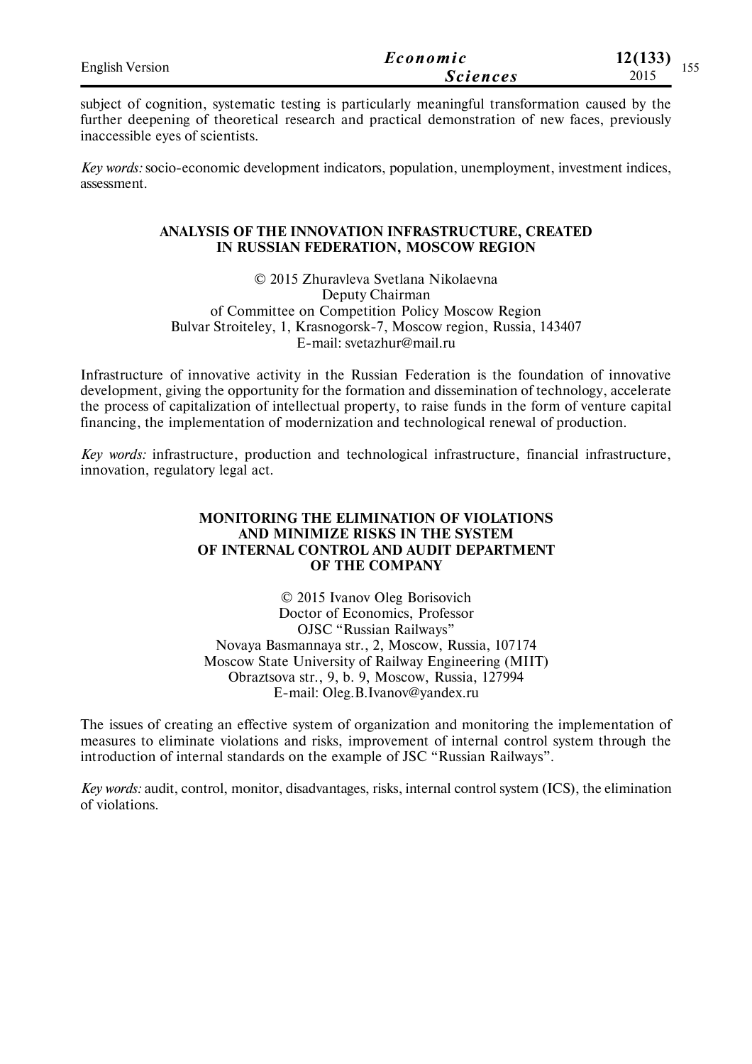subject of cognition, systematic testing is particularly meaningful transformation caused by the further deepening of theoretical research and practical demonstration of new faces, previously inaccessible eyes of scientists.

*Key words:* socio-economic development indicators, population, unemployment, investment indices, assessment.

## ANALYSIS OF THE INNOVATION INFRASTRUCTURE, CREATED IN RUSSIAN FEDERATION, MOSCOW REGION

© 2015 Zhuravleva Svetlana Nikolaevna
Deputy Chairman
of Committee on Competition Policy Moscow Region
Bulvar Stroiteley, 1, Krasnogorsk-7, Moscow region, Russia, 143407
E-mail: svetazhur@mail.ru

Infrastructure of innovative activity in the Russian Federation is the foundation of innovative development, giving the opportunity for the formation and dissemination of technology, accelerate the process of capitalization of intellectual property, to raise funds in the form of venture capital financing, the implementation of modernization and technological renewal of production.

*Key words:* infrastructure, production and technological infrastructure, financial infrastructure, innovation, regulatory legal act.

## MONITORING THE ELIMINATION OF VIOLATIONS AND MINIMIZE RISKS IN THE SYSTEM OF INTERNAL CONTROL AND AUDIT DEPARTMENT OF THE COMPANY

© 2015 Ivanov Oleg Borisovich
Doctor of Economics, Professor
OJSC "Russian Railways"
Novaya Basmannaya str., 2, Moscow, Russia, 107174
Moscow State University of Railway Engineering (MIIT)
Obraztsova str., 9, b. 9, Moscow, Russia, 127994
E-mail: Oleg.B.Ivanov@yandex.ru

The issues of creating an effective system of organization and monitoring the implementation of measures to eliminate violations and risks, improvement of internal control system through the introduction of internal standards on the example of JSC "Russian Railways".

*Key words:* audit, control, monitor, disadvantages, risks, internal control system (ICS), the elimination of violations.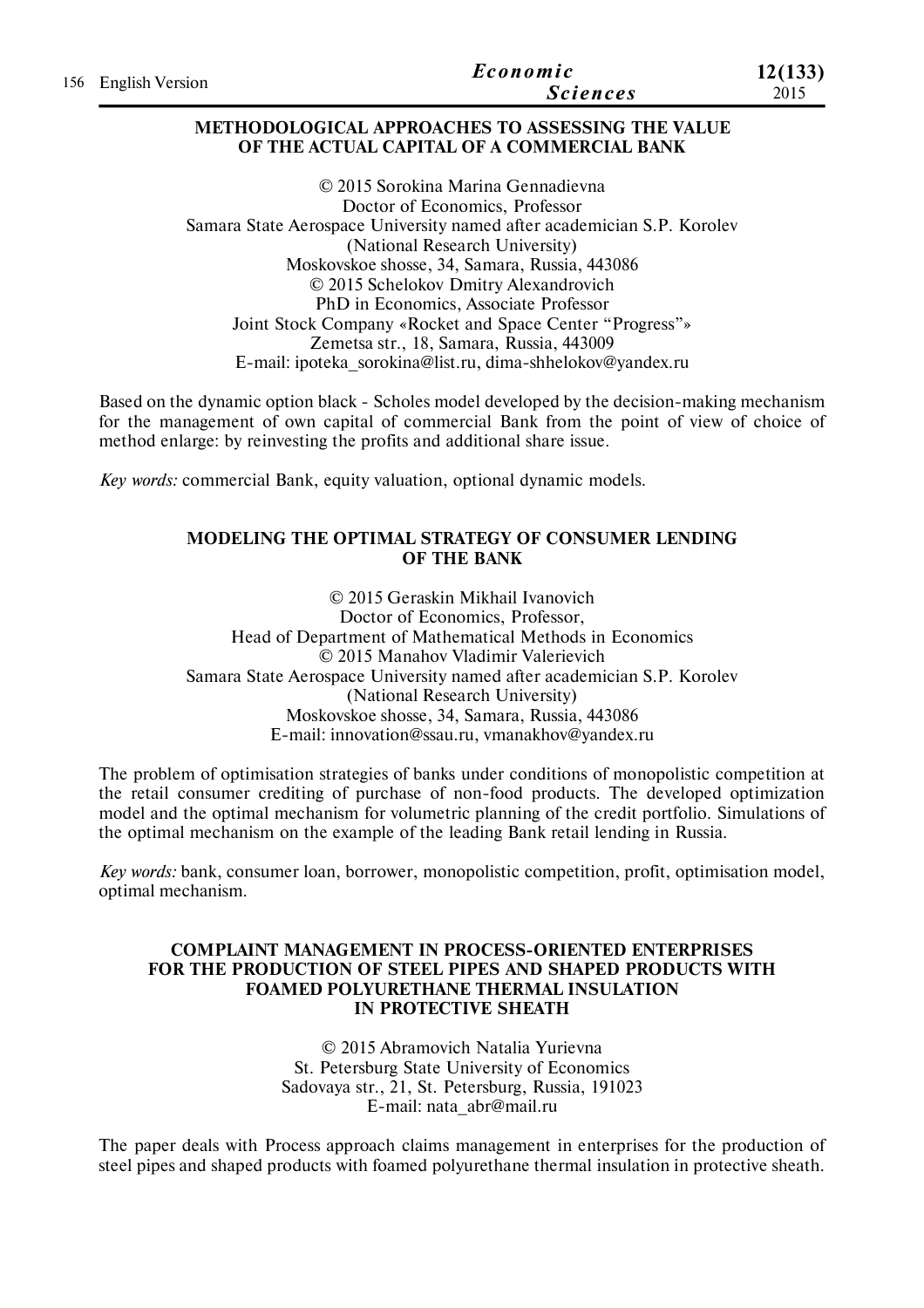## METHODOLOGICAL APPROACHES TO ASSESSING THE VALUE OF THE ACTUAL CAPITAL OF A COMMERCIAL BANK

© 2015 Sorokina Marina Gennadievna
Doctor of Economics, Professor
Samara State Aerospace University named after academician S.P. Korolev
(National Research University)
Moskovskoe shosse, 34, Samara, Russia, 443086
© 2015 Schelokov Dmitry Alexandrovich
PhD in Economics, Associate Professor
Joint Stock Company «Rocket and Space Center "Progress"»
Zemetsa str., 18, Samara, Russia, 443009
E-mail: ipoteka_sorokina@list.ru, dima-shhelokov@yandex.ru

Based on the dynamic option black - Scholes model developed by the decision-making mechanism for the management of own capital of commercial Bank from the point of view of choice of method enlarge: by reinvesting the profits and additional share issue.

*Key words:* commercial Bank, equity valuation, optional dynamic models.

## MODELING THE OPTIMAL STRATEGY OF CONSUMER LENDING OF THE BANK

© 2015 Geraskin Mikhail Ivanovich
Doctor of Economics, Professor,
Head of Department of Mathematical Methods in Economics
© 2015 Manahov Vladimir Valerievich
Samara State Aerospace University named after academician S.P. Korolev
(National Research University)
Moskovskoe shosse, 34, Samara, Russia, 443086
E-mail: innovation@ssau.ru, vmanakhov@yandex.ru

The problem of optimisation strategies of banks under conditions of monopolistic competition at the retail consumer crediting of purchase of non-food products. The developed optimization model and the optimal mechanism for volumetric planning of the credit portfolio. Simulations of the optimal mechanism on the example of the leading Bank retail lending in Russia.

*Key words:* bank, consumer loan, borrower, monopolistic competition, profit, optimisation model, optimal mechanism.

## COMPLAINT MANAGEMENT IN PROCESS-ORIENTED ENTERPRISES FOR THE PRODUCTION OF STEEL PIPES AND SHAPED PRODUCTS WITH FOAMED POLYURETHANE THERMAL INSULATION IN PROTECTIVE SHEATH

© 2015 Abramovich Natalia Yurievna
St. Petersburg State University of Economics
Sadovaya str., 21, St. Petersburg, Russia, 191023
E-mail: nata_abr@mail.ru

The paper deals with Process approach claims management in enterprises for the production of steel pipes and shaped products with foamed polyurethane thermal insulation in protective sheath.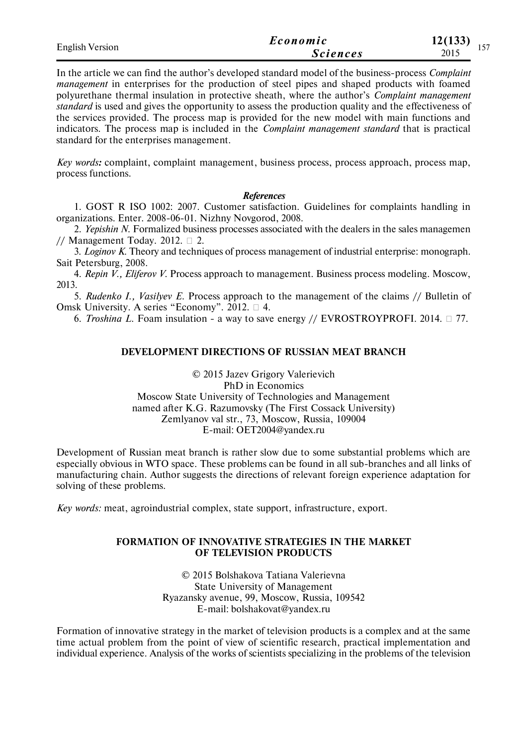In the article we can find the author's developed standard model of the business-process *Complaint management* in enterprises for the production of steel pipes and shaped products with foamed polyurethane thermal insulation in protective sheath, where the author's *Complaint management standard* is used and gives the opportunity to assess the production quality and the effectiveness of the services provided. The process map is provided for the new model with main functions and indicators. The process map is included in the *Complaint management standard* that is practical standard for the enterprises management.

*Key words:* complaint, complaint management, business process, process approach, process map, process functions.

### *References*

1. GOST R ISO 1002: 2007. Customer satisfaction. Guidelines for complaints handling in organizations. Enter. 2008-06-01. Nizhny Novgorod, 2008.
2. *Yepishin N.* Formalized business processes associated with the dealers in the sales managemen // Management Today. 2012. № 2.
3. *Loginov K.* Theory and techniques of process management of industrial enterprise: monograph. Sait Petersburg, 2008.
4. *Repin V., Eliferov V.* Process approach to management. Business process modeling. Moscow, 2013.
5. *Rudenko I., Vasilyev E.* Process approach to the management of the claims // Bulletin of Omsk University. A series "Economy". 2012. № 4.
6. *Troshina L.* Foam insulation - a way to save energy // EVROSTROYPROFI. 2014. № 77.

## DEVELOPMENT DIRECTIONS OF RUSSIAN MEAT BRANCH

© 2015 Jazev Grigory Valerievich
PhD in Economics
Moscow State University of Technologies and Management
named after K.G. Razumovsky (The First Cossack University)
Zemlyanov val str., 73, Moscow, Russia, 109004
E-mail: OET2004@yandex.ru

Development of Russian meat branch is rather slow due to some substantial problems which are especially obvious in WTO space. These problems can be found in all sub-branches and all links of manufacturing chain. Author suggests the directions of relevant foreign experience adaptation for solving of these problems.

*Key words:* meat, agroindustrial complex, state support, infrastructure, export.

## FORMATION OF INNOVATIVE STRATEGIES IN THE MARKET OF TELEVISION PRODUCTS

© 2015 Bolshakova Tatiana Valerievna
State University of Management
Ryazansky avenue, 99, Moscow, Russia, 109542
E-mail: bolshakovat@yandex.ru

Formation of innovative strategy in the market of television products is a complex and at the same time actual problem from the point of view of scientific research, practical implementation and individual experience. Analysis of the works of scientists specializing in the problems of the television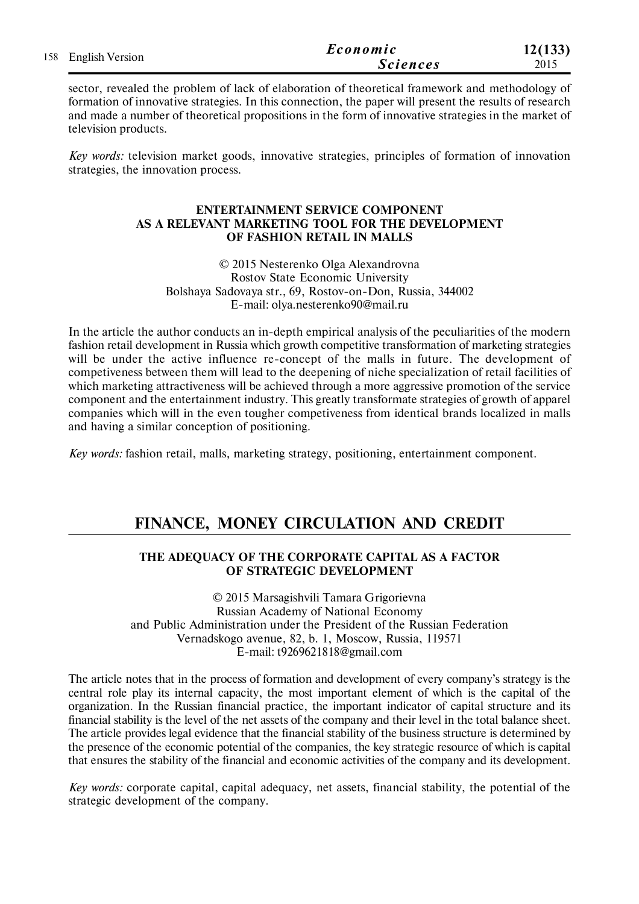sector, revealed the problem of lack of elaboration of theoretical framework and methodology of formation of innovative strategies. In this connection, the paper will present the results of research and made a number of theoretical propositions in the form of innovative strategies in the market of television products.

*Key words:* television market goods, innovative strategies, principles of formation of innovation strategies, the innovation process.

### ENTERTAINMENT SERVICE COMPONENT AS A RELEVANT MARKETING TOOL FOR THE DEVELOPMENT OF FASHION RETAIL IN MALLS

© 2015 Nesterenko Olga Alexandrovna
Rostov State Economic University
Bolshaya Sadovaya str., 69, Rostov-on-Don, Russia, 344002
E-mail: olya.nesterenko90@mail.ru

In the article the author conducts an in-depth empirical analysis of the peculiarities of the modern fashion retail development in Russia which growth competitive transformation of marketing strategies will be under the active influence re-concept of the malls in future. The development of competiveness between them will lead to the deepening of niche specialization of retail facilities of which marketing attractiveness will be achieved through a more aggressive promotion of the service component and the entertainment industry. This greatly transformate strategies of growth of apparel companies which will in the even tougher competiveness from identical brands localized in malls and having a similar conception of positioning.

*Key words:* fashion retail, malls, marketing strategy, positioning, entertainment component.

## FINANCE, MONEY CIRCULATION AND CREDIT

### THE ADEQUACY OF THE CORPORATE CAPITAL AS A FACTOR OF STRATEGIC DEVELOPMENT

© 2015 Marsagishvili Tamara Grigorievna
Russian Academy of National Economy
and Public Administration under the President of the Russian Federation
Vernadskogo avenue, 82, b. 1, Moscow, Russia, 119571
E-mail: t9269621818@gmail.com

The article notes that in the process of formation and development of every company's strategy is the central role play its internal capacity, the most important element of which is the capital of the organization. In the Russian financial practice, the important indicator of capital structure and its financial stability is the level of the net assets of the company and their level in the total balance sheet. The article provides legal evidence that the financial stability of the business structure is determined by the presence of the economic potential of the companies, the key strategic resource of which is capital that ensures the stability of the financial and economic activities of the company and its development.

*Key words:* corporate capital, capital adequacy, net assets, financial stability, the potential of the strategic development of the company.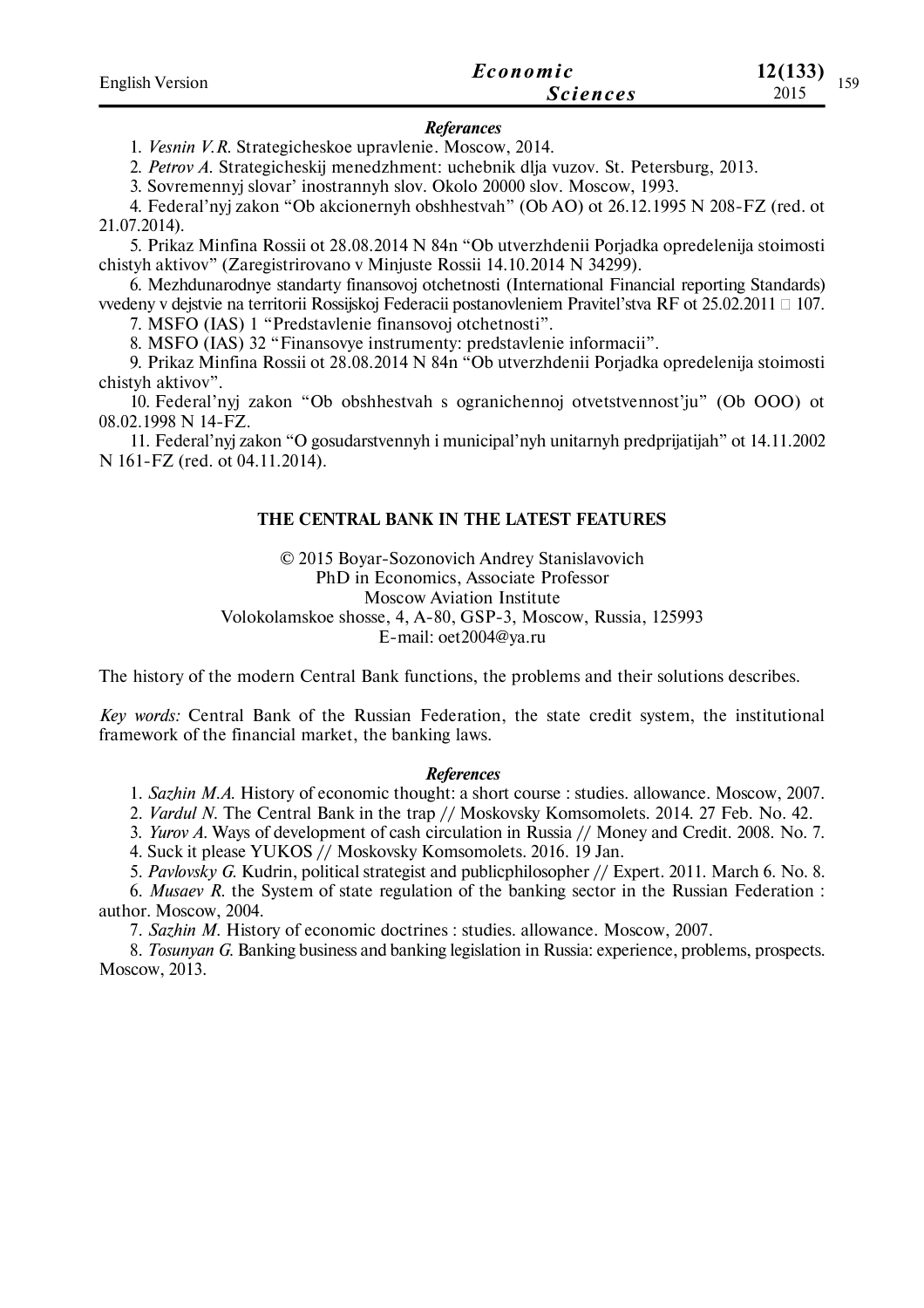***Referances***

1. *Vesnin V.R.* Strategicheskoe upravlenie. Moscow, 2014.
2. *Petrov A.* Strategicheskij menedzhment: uchebnik dlja vuzov. St. Petersburg, 2013.
3. Sovremennyj slovar' inostrannyh slov. Okolo 20000 slov. Moscow, 1993.
4. Federal'nyj zakon "Ob akcionernyh obshhestvah" (Ob AO) ot 26.12.1995 N 208-FZ (red. ot 21.07.2014).
5. Prikaz Minfina Rossii ot 28.08.2014 N 84n "Ob utverzhdenii Porjadka opredelenija stoimosti chistyh aktivov" (Zaregistrirovano v Minjuste Rossii 14.10.2014 N 34299).
6. Mezhdunarodnye standarty finansovoj otchetnosti (International Financial reporting Standards) vvedeny v dejstvie na territorii Rossijskoj Federacii postanovleniem Pravitel'stva RF ot 25.02.2011 □ 107.
7. MSFO (IAS) 1 "Predstavlenie finansovoj otchetnosti".
8. MSFO (IAS) 32 "Finansovye instrumenty: predstavlenie informacii".
9. Prikaz Minfina Rossii ot 28.08.2014 N 84n "Ob utverzhdenii Porjadka opredelenija stoimosti chistyh aktivov".
10. Federal'nyj zakon "Ob obshhestvah s ogranichennoj otvetstvennost'ju" (Ob OOO) ot 08.02.1998 N 14-FZ.
11. Federal'nyj zakon "O gosudarstvennyh i municipal'nyh unitarnyh predprijatijah" ot 14.11.2002 N 161-FZ (red. ot 04.11.2014).

## THE CENTRAL BANK IN THE LATEST FEATURES

© 2015 Boyar-Sozonovich Andrey Stanislavovich
PhD in Economics, Associate Professor
Moscow Aviation Institute
Volokolamskoe shosse, 4, A-80, GSP-3, Moscow, Russia, 125993
E-mail: oet2004@ya.ru

The history of the modern Central Bank functions, the problems and their solutions describes.

*Key words:* Central Bank of the Russian Federation, the state credit system, the institutional framework of the financial market, the banking laws.

***References***

1. *Sazhin M.A.* History of economic thought: a short course : studies. allowance. Moscow, 2007.
2. *Vardul N.* The Central Bank in the trap // Moskovsky Komsomolets. 2014. 27 Feb. No. 42.
3. *Yurov A.* Ways of development of cash circulation in Russia // Money and Credit. 2008. No. 7.
4. Suck it please YUKOS // Moskovsky Komsomolets. 2016. 19 Jan.
5. *Pavlovsky G.* Kudrin, political strategist and publicphilosopher // Expert. 2011. March 6. No. 8.
6. *Musaev R.* the System of state regulation of the banking sector in the Russian Federation : author. Moscow, 2004.
7. *Sazhin M.* History of economic doctrines : studies. allowance. Moscow, 2007.
8. *Tosunyan G.* Banking business and banking legislation in Russia: experience, problems, prospects. Moscow, 2013.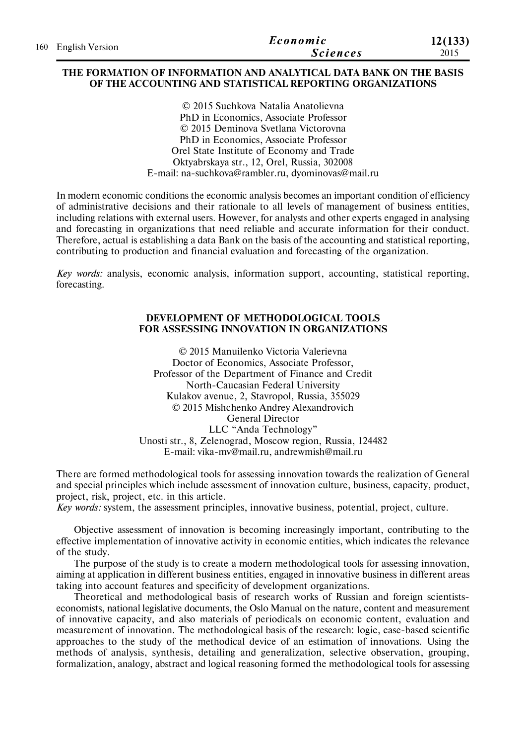## THE FORMATION OF INFORMATION AND ANALYTICAL DATA BANK ON THE BASIS OF THE ACCOUNTING AND STATISTICAL REPORTING ORGANIZATIONS

© 2015 Suchkova Natalia Anatolievna
PhD in Economics, Associate Professor
© 2015 Deminova Svetlana Victorovna
PhD in Economics, Associate Professor
Orel State Institute of Economy and Trade
Oktyabrskaya str., 12, Orel, Russia, 302008
E-mail: na-suchkova@rambler.ru, dyominovas@mail.ru

In modern economic conditions the economic analysis becomes an important condition of efficiency of administrative decisions and their rationale to all levels of management of business entities, including relations with external users. However, for analysts and other experts engaged in analysing and forecasting in organizations that need reliable and accurate information for their conduct. Therefore, actual is establishing a data Bank on the basis of the accounting and statistical reporting, contributing to production and financial evaluation and forecasting of the organization.

*Key words:* analysis, economic analysis, information support, accounting, statistical reporting, forecasting.

## DEVELOPMENT OF METHODOLOGICAL TOOLS FOR ASSESSING INNOVATION IN ORGANIZATIONS

© 2015 Manuilenko Victoria Valerievna
Doctor of Economics, Associate Professor,
Professor of the Department of Finance and Credit
North-Caucasian Federal University
Kulakov avenue, 2, Stavropol, Russia, 355029
© 2015 Mishchenko Andrey Alexandrovich
General Director
LLC "Anda Technology"
Unosti str., 8, Zelenograd, Moscow region, Russia, 124482
E-mail: vika-mv@mail.ru, andrewmish@mail.ru

There are formed methodological tools for assessing innovation towards the realization of General and special principles which include assessment of innovation culture, business, capacity, product, project, risk, project, etc. in this article.
*Key words:* system, the assessment principles, innovative business, potential, project, culture.

Objective assessment of innovation is becoming increasingly important, contributing to the effective implementation of innovative activity in economic entities, which indicates the relevance of the study.

The purpose of the study is to create a modern methodological tools for assessing innovation, aiming at application in different business entities, engaged in innovative business in different areas taking into account features and specificity of development organizations.

Theoretical and methodological basis of research works of Russian and foreign scientists-economists, national legislative documents, the Oslo Manual on the nature, content and measurement of innovative capacity, and also materials of periodicals on economic content, evaluation and measurement of innovation. The methodological basis of the research: logic, case-based scientific approaches to the study of the methodical device of an estimation of innovations. Using the methods of analysis, synthesis, detailing and generalization, selective observation, grouping, formalization, analogy, abstract and logical reasoning formed the methodological tools for assessing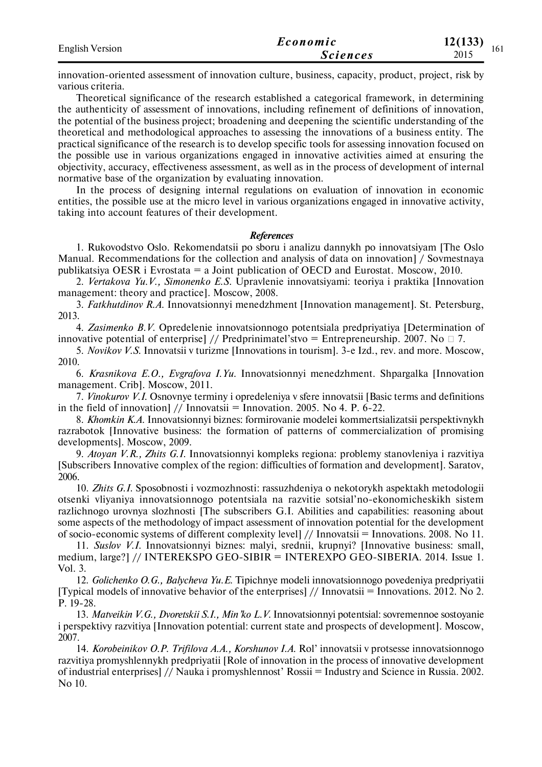innovation-oriented assessment of innovation culture, business, capacity, product, project, risk by various criteria.

Theoretical significance of the research established a categorical framework, in determining the authenticity of assessment of innovations, including refinement of definitions of innovation, the potential of the business project; broadening and deepening the scientific understanding of the theoretical and methodological approaches to assessing the innovations of a business entity. The practical significance of the research is to develop specific tools for assessing innovation focused on the possible use in various organizations engaged in innovative activities aimed at ensuring the objectivity, accuracy, effectiveness assessment, as well as in the process of development of internal normative base of the organization by evaluating innovation.

In the process of designing internal regulations on evaluation of innovation in economic entities, the possible use at the micro level in various organizations engaged in innovative activity, taking into account features of their development.

### *References*

1. Rukovodstvo Oslo. Rekomendatsii po sboru i analizu dannykh po innovatsiyam [The Oslo Manual. Recommendations for the collection and analysis of data on innovation] / Sovmestnaya publikatsiya OESR i Evrostata = a Joint publication of OECD and Eurostat. Moscow, 2010.

2. *Vertakova Yu.V., Simonenko E.S.* Upravlenie innovatsiyami: teoriya i praktika [Innovation management: theory and practice]. Moscow, 2008.

3. *Fatkhutdinov R.A.* Innovatsionnyi menedzhment [Innovation management]. St. Petersburg, 2013.

4. *Zasimenko B.V.* Opredelenie innovatsionnogo potentsiala predpriyatiya [Determination of innovative potential of enterprise] // Predprinimatel'stvo = Entrepreneurship. 2007. No 7.

5. *Novikov V.S.* Innovatsii v turizme [Innovations in tourism]. 3-e Izd., rev. and more. Moscow, 2010.

6. *Krasnikova E.O., Evgrafova I.Yu.* Innovatsionnyi menedzhment. Shpargalka [Innovation management. Crib]. Moscow, 2011.

7. *Vinokurov V.I.* Osnovnye terminy i opredeleniya v sfere innovatsii [Basic terms and definitions in the field of innovation] // Innovatsii = Innovation. 2005. No 4. P. 6-22.

8. *Khomkin K.A.* Innovatsionnyi biznes: formirovanie modelei kommertsializatsii perspektivnykh razrabotok [Innovative business: the formation of patterns of commercialization of promising developments]. Moscow, 2009.

9. *Atoyan V.R., Zhits G.I.* Innovatsionnyi kompleks regiona: problemy stanovleniya i razvitiya [Subscribers Innovative complex of the region: difficulties of formation and development]. Saratov, 2006.

10. *Zhits G.I.* Sposobnosti i vozmozhnosti: rassuzhdeniya o nekotorykh aspektakh metodologii otsenki vliyaniya innovatsionnogo potentsiala na razvitie sotsial'no-ekonomicheskikh sistem razlichnogo urovnya slozhnosti [The subscribers G.I. Abilities and capabilities: reasoning about some aspects of the methodology of impact assessment of innovation potential for the development of socio-economic systems of different complexity level] // Innovatsii = Innovations. 2008. No 11.

11. *Suslov V.I.* Innovatsionnyi biznes: malyi, srednii, krupnyi? [Innovative business: small, medium, large?] // INTEREKSPO GEO-SIBIR = INTEREXPO GEO-SIBERIA. 2014. Issue 1. Vol. 3.

12. *Golichenko O.G., Balycheva Yu.E.* Tipichnye modeli innovatsionnogo povedeniya predpriyatii [Typical models of innovative behavior of the enterprises] // Innovatsii = Innovations. 2012. No 2. P. 19-28.

13. *Matveikin V.G., Dvoretskii S.I., Min'ko L.V.* Innovatsionnyi potentsial: sovremennoe sostoyanie i perspektivy razvitiya [Innovation potential: current state and prospects of development]. Moscow, 2007.

14. *Korobeinikov O.P. Trifilova A.A., Korshunov I.A.* Rol' innovatsii v protsesse innovatsionnogo razvitiya promyshlennykh predpriyatii [Role of innovation in the process of innovative development of industrial enterprises] // Nauka i promyshlennost' Rossii = Industry and Science in Russia. 2002. No 10.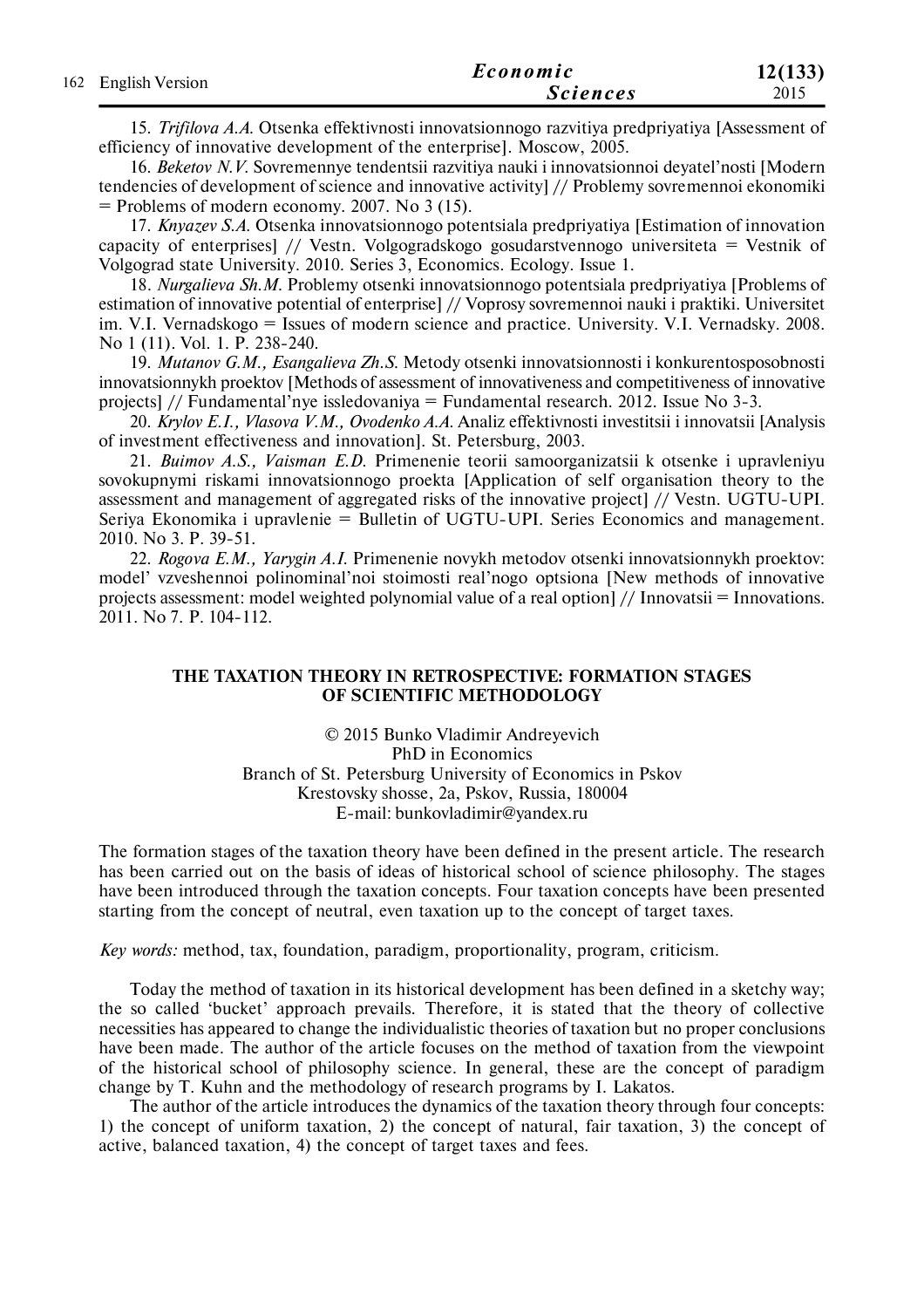15. *Trifilova A.A.* Otsenka effektivnosti innovatsionnogo razvitiya predpriyatiya [Assessment of efficiency of innovative development of the enterprise]. Moscow, 2005.

16. *Beketov N.V.* Sovremennye tendentsii razvitiya nauki i innovatsionnoi deyatel'nosti [Modern tendencies of development of science and innovative activity] // Problemy sovremennoi ekonomiki = Problems of modern economy. 2007. No 3 (15).

17. *Knyazev S.A.* Otsenka innovatsionnogo potentsiala predpriyatiya [Estimation of innovation capacity of enterprises] // Vestn. Volgogradskogo gosudarstvennogo universiteta = Vestnik of Volgograd state University. 2010. Series 3, Economics. Ecology. Issue 1.

18. *Nurgalieva Sh.M.* Problemy otsenki innovatsionnogo potentsiala predpriyatiya [Problems of estimation of innovative potential of enterprise] // Voprosy sovremennoi nauki i praktiki. Universitet im. V.I. Vernadskogo = Issues of modern science and practice. University. V.I. Vernadsky. 2008. No 1 (11). Vol. 1. P. 238-240.

19. *Mutanov G.M., Esangalieva Zh.S.* Metody otsenki innovatsionnosti i konkurentosposobnosti innovatsionnykh proektov [Methods of assessment of innovativeness and competitiveness of innovative projects] // Fundamental'nye issledovaniya = Fundamental research. 2012. Issue No 3-3.

20. *Krylov E.I., Vlasova V.M., Ovodenko A.A.* Analiz effektivnosti investitsii i innovatsii [Analysis of investment effectiveness and innovation]. St. Petersburg, 2003.

21. *Buimov A.S., Vaisman E.D.* Primenenie teorii samoorganizatsii k otsenke i upravleniyu sovokupnymi riskami innovatsionnogo proekta [Application of self organisation theory to the assessment and management of aggregated risks of the innovative project] // Vestn. UGTU-UPI. Seriya Ekonomika i upravlenie = Bulletin of UGTU-UPI. Series Economics and management. 2010. No 3. P. 39-51.

22. *Rogova E.M., Yarygin A.I.* Primenenie novykh metodov otsenki innovatsionnykh proektov: model' vzveshennoi polinominal'noi stoimosti real'nogo optsiona [New methods of innovative projects assessment: model weighted polynomial value of a real option] // Innovatsii = Innovations. 2011. No 7. P. 104-112.

## THE TAXATION THEORY IN RETROSPECTIVE: FORMATION STAGES OF SCIENTIFIC METHODOLOGY

© 2015 Bunko Vladimir Andreyevich
PhD in Economics
Branch of St. Petersburg University of Economics in Pskov
Krestovsky shosse, 2a, Pskov, Russia, 180004
E-mail: bunkovladimir@yandex.ru

The formation stages of the taxation theory have been defined in the present article. The research has been carried out on the basis of ideas of historical school of science philosophy. The stages have been introduced through the taxation concepts. Four taxation concepts have been presented starting from the concept of neutral, even taxation up to the concept of target taxes.

*Key words:* method, tax, foundation, paradigm, proportionality, program, criticism.

Today the method of taxation in its historical development has been defined in a sketchy way; the so called 'bucket' approach prevails. Therefore, it is stated that the theory of collective necessities has appeared to change the individualistic theories of taxation but no proper conclusions have been made. The author of the article focuses on the method of taxation from the viewpoint of the historical school of philosophy science. In general, these are the concept of paradigm change by T. Kuhn and the methodology of research programs by I. Lakatos.

The author of the article introduces the dynamics of the taxation theory through four concepts: 1) the concept of uniform taxation, 2) the concept of natural, fair taxation, 3) the concept of active, balanced taxation, 4) the concept of target taxes and fees.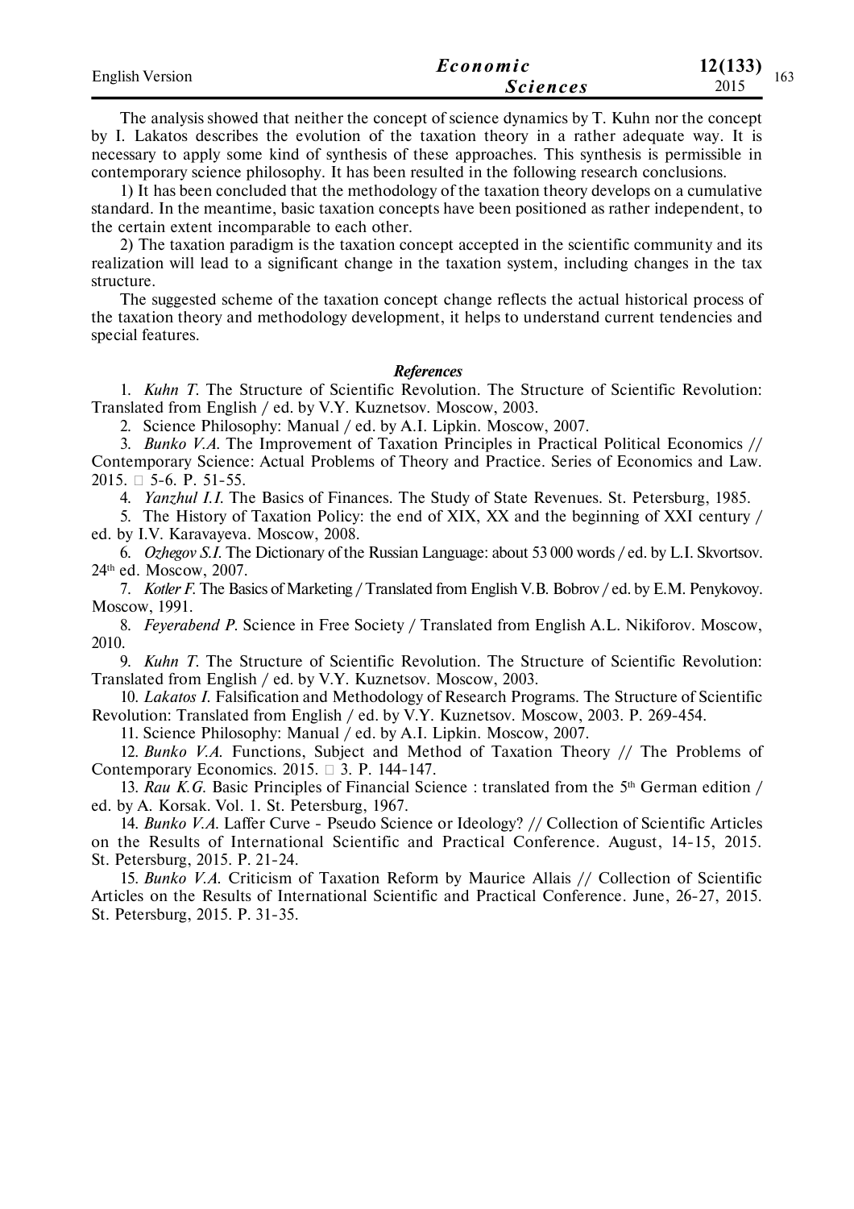The analysis showed that neither the concept of science dynamics by T. Kuhn nor the concept by I. Lakatos describes the evolution of the taxation theory in a rather adequate way. It is necessary to apply some kind of synthesis of these approaches. This synthesis is permissible in contemporary science philosophy. It has been resulted in the following research conclusions.

1) It has been concluded that the methodology of the taxation theory develops on a cumulative standard. In the meantime, basic taxation concepts have been positioned as rather independent, to the certain extent incomparable to each other.

2) The taxation paradigm is the taxation concept accepted in the scientific community and its realization will lead to a significant change in the taxation system, including changes in the tax structure.

The suggested scheme of the taxation concept change reflects the actual historical process of the taxation theory and methodology development, it helps to understand current tendencies and special features.

### *References*

1. *Kuhn T.* The Structure of Scientific Revolution. The Structure of Scientific Revolution: Translated from English / ed. by V.Y. Kuznetsov. Moscow, 2003.
2. Science Philosophy: Manual / ed. by A.I. Lipkin. Moscow, 2007.
3. *Bunko V.A.* The Improvement of Taxation Principles in Practical Political Economics // Contemporary Science: Actual Problems of Theory and Practice. Series of Economics and Law. 2015. № 5-6. P. 51-55.
4. *Yanzhul I.I.* The Basics of Finances. The Study of State Revenues. St. Petersburg, 1985.
5. The History of Taxation Policy: the end of XIX, XX and the beginning of XXI century / ed. by I.V. Karavayeva. Moscow, 2008.
6. *Ozhegov S.I.* The Dictionary of the Russian Language: about 53 000 words / ed. by L.I. Skvortsov. 24th ed. Moscow, 2007.
7. *Kotler F.* The Basics of Marketing / Translated from English V.B. Bobrov / ed. by E.M. Penykovoy. Moscow, 1991.
8. *Feyerabend P.* Science in Free Society / Translated from English A.L. Nikiforov. Moscow, 2010.
9. *Kuhn T.* The Structure of Scientific Revolution. The Structure of Scientific Revolution: Translated from English / ed. by V.Y. Kuznetsov. Moscow, 2003.
10. *Lakatos I.* Falsification and Methodology of Research Programs. The Structure of Scientific Revolution: Translated from English / ed. by V.Y. Kuznetsov. Moscow, 2003. P. 269-454.
11. Science Philosophy: Manual / ed. by A.I. Lipkin. Moscow, 2007.
12. *Bunko V.A.* Functions, Subject and Method of Taxation Theory // The Problems of Contemporary Economics. 2015. № 3. P. 144-147.
13. *Rau K.G.* Basic Principles of Financial Science : translated from the 5th German edition / ed. by A. Korsak. Vol. 1. St. Petersburg, 1967.
14. *Bunko V.A.* Laffer Curve - Pseudo Science or Ideology? // Collection of Scientific Articles on the Results of International Scientific and Practical Conference. August, 14-15, 2015. St. Petersburg, 2015. P. 21-24.
15. *Bunko V.A.* Criticism of Taxation Reform by Maurice Allais // Collection of Scientific Articles on the Results of International Scientific and Practical Conference. June, 26-27, 2015. St. Petersburg, 2015. P. 31-35.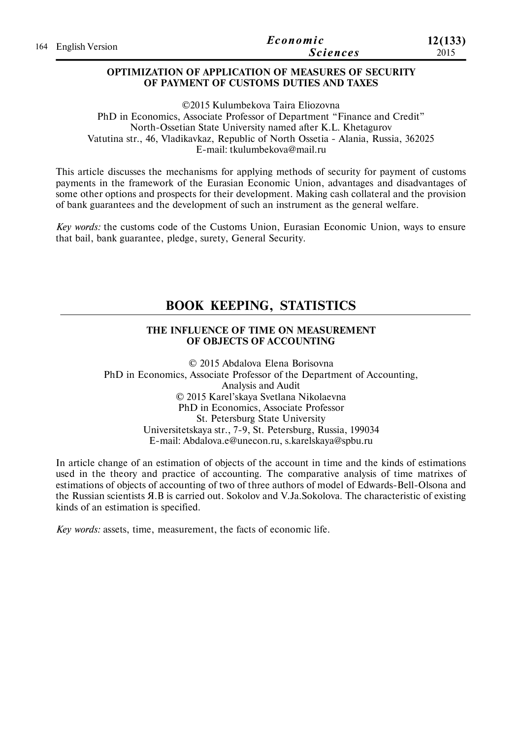### OPTIMIZATION OF APPLICATION OF MEASURES OF SECURITY OF PAYMENT OF CUSTOMS DUTIES AND TAXES

©2015 Kulumbekova Taira Eliozovna
PhD in Economics, Associate Professor of Department "Finance and Credit"
North-Ossetian State University named after K.L. Khetagurov
Vatutina str., 46, Vladikavkaz, Republic of North Ossetia - Alania, Russia, 362025
E-mail: tkulumbekova@mail.ru

This article discusses the mechanisms for applying methods of security for payment of customs payments in the framework of the Eurasian Economic Union, advantages and disadvantages of some other options and prospects for their development. Making cash collateral and the provision of bank guarantees and the development of such an instrument as the general welfare.

*Key words:* the customs code of the Customs Union, Eurasian Economic Union, ways to ensure that bail, bank guarantee, pledge, surety, General Security.

## BOOK KEEPING, STATISTICS

### THE INFLUENCE OF TIME ON MEASUREMENT OF OBJECTS OF ACCOUNTING

© 2015 Abdalova Elena Borisovna
PhD in Economics, Associate Professor of the Department of Accounting, Analysis and Audit
© 2015 Karel'skaya Svetlana Nikolaevna
PhD in Economics, Associate Professor
St. Petersburg State University
Universitetskaya str., 7-9, St. Petersburg, Russia, 199034
E-mail: Abdalova.e@unecon.ru, s.karelskaya@spbu.ru

In article change of an estimation of objects of the account in time and the kinds of estimations used in the theory and practice of accounting. The comparative analysis of time matrixes of estimations of objects of accounting of two of three authors of model of Edwards-Bell-Olsona and the Russian scientists Я.В is carried out. Sokolov and V.Ja.Sokolova. The characteristic of existing kinds of an estimation is specified.

*Key words:* assets, time, measurement, the facts of economic life.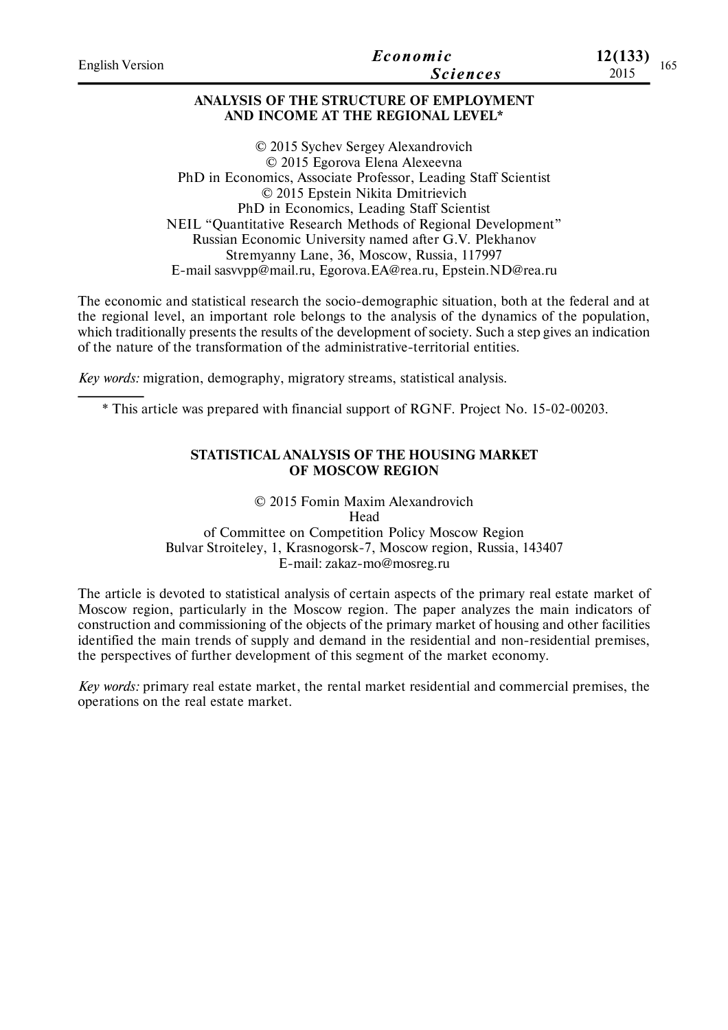## ANALYSIS OF THE STRUCTURE OF EMPLOYMENT AND INCOME AT THE REGIONAL LEVEL*

© 2015 Sychev Sergey Alexandrovich
© 2015 Egorova Elena Alexeevna
PhD in Economics, Associate Professor, Leading Staff Scientist
© 2015 Epstein Nikita Dmitrievich
PhD in Economics, Leading Staff Scientist
NEIL "Quantitative Research Methods of Regional Development"
Russian Economic University named after G.V. Plekhanov
Stremyanny Lane, 36, Moscow, Russia, 117997
E-mail sasvvpp@mail.ru, Egorova.EA@rea.ru, Epstein.ND@rea.ru

The economic and statistical research the socio-demographic situation, both at the federal and at the regional level, an important role belongs to the analysis of the dynamics of the population, which traditionally presents the results of the development of society. Such a step gives an indication of the nature of the transformation of the administrative-territorial entities.

*Key words:* migration, demography, migratory streams, statistical analysis.

* This article was prepared with financial support of RGNF. Project No. 15-02-00203.

## STATISTICAL ANALYSIS OF THE HOUSING MARKET OF MOSCOW REGION

© 2015 Fomin Maxim Alexandrovich
Head
of Committee on Competition Policy Moscow Region
Bulvar Stroiteley, 1, Krasnogorsk-7, Moscow region, Russia, 143407
E-mail: zakaz-mo@mosreg.ru

The article is devoted to statistical analysis of certain aspects of the primary real estate market of Moscow region, particularly in the Moscow region. The paper analyzes the main indicators of construction and commissioning of the objects of the primary market of housing and other facilities identified the main trends of supply and demand in the residential and non-residential premises, the perspectives of further development of this segment of the market economy.

*Key words:* primary real estate market, the rental market residential and commercial premises, the operations on the real estate market.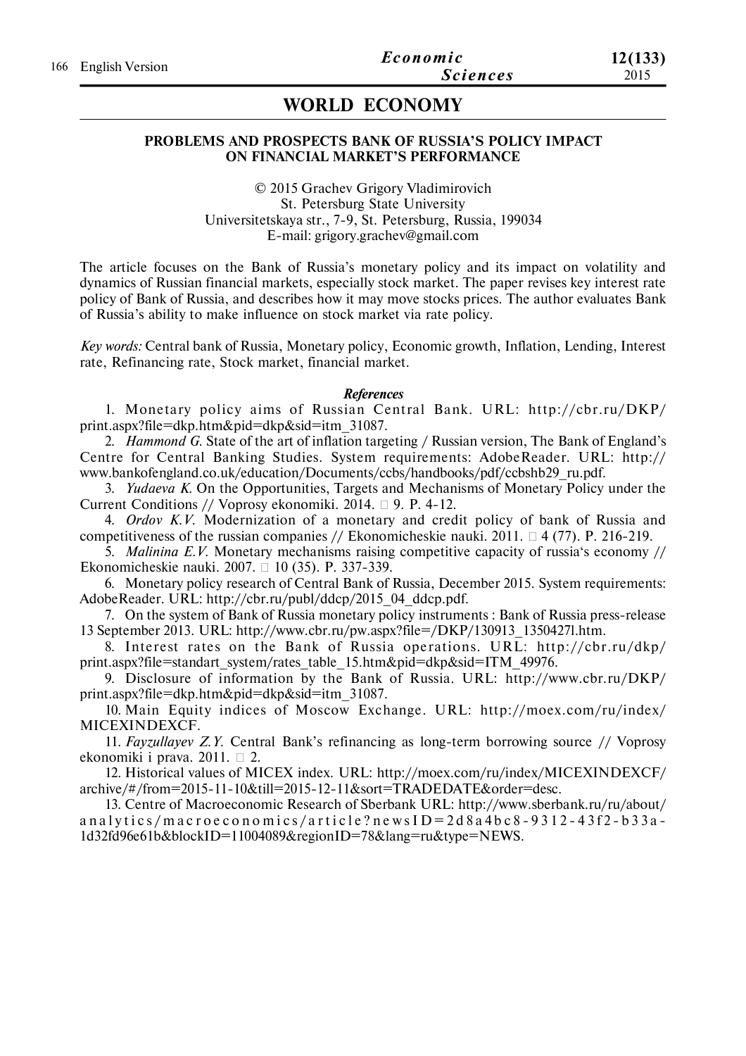# WORLD ECONOMY

## PROBLEMS AND PROSPECTS BANK OF RUSSIA'S POLICY IMPACT ON FINANCIAL MARKET'S PERFORMANCE

© 2015 Grachev Grigory Vladimirovich
St. Petersburg State University
Universitetskaya str., 7-9, St. Petersburg, Russia, 199034
E-mail: grigory.grachev@gmail.com

The article focuses on the Bank of Russia's monetary policy and its impact on volatility and dynamics of Russian financial markets, especially stock market. The paper revises key interest rate policy of Bank of Russia, and describes how it may move stocks prices. The author evaluates Bank of Russia's ability to make influence on stock market via rate policy.

*Key words:* Central bank of Russia, Monetary policy, Economic growth, Inflation, Lending, Interest rate, Refinancing rate, Stock market, financial market.

### *References*

1. Monetary policy aims of Russian Central Bank. URL: http://cbr.ru/DKP/print.aspx?file=dkp.htm&pid=dkp&sid=itm_31087.
2. *Hammond G.* State of the art of inflation targeting / Russian version, The Bank of England's Centre for Central Banking Studies. System requirements: AdobeReader. URL: http://www.bankofengland.co.uk/education/Documents/ccbs/handbooks/pdf/ccbshb29_ru.pdf.
3. *Yudaeva K.* On the Opportunities, Targets and Mechanisms of Monetary Policy under the Current Conditions // Voprosy ekonomiki. 2014. № 9. P. 4-12.
4. *Ordov K.V.* Modernization of a monetary and credit policy of bank of Russia and competitiveness of the russian companies // Ekonomicheskie nauki. 2011. № 4 (77). P. 216-219.
5. *Malinina E.V.* Monetary mechanisms raising competitive capacity of russia's economy // Ekonomicheskie nauki. 2007. № 10 (35). P. 337-339.
6. Monetary policy research of Central Bank of Russia, December 2015. System requirements: AdobeReader. URL: http://cbr.ru/publ/ddcp/2015_04_ddcp.pdf.
7. On the system of Bank of Russia monetary policy instruments : Bank of Russia press-release 13 September 2013. URL: http://www.cbr.ru/pw.aspx?file=/DKP/130913_1350427l.htm.
8. Interest rates on the Bank of Russia operations. URL: http://cbr.ru/dkp/print.aspx?file=standart_system/rates_table_15.htm&pid=dkp&sid=ITM_49976.
9. Disclosure of information by the Bank of Russia. URL: http://www.cbr.ru/DKP/print.aspx?file=dkp.htm&pid=dkp&sid=itm_31087.
10. Main Equity indices of Moscow Exchange. URL: http://moex.com/ru/index/MICEXINDEXCF.
11. *Fayzullayev Z.Y.* Central Bank's refinancing as long-term borrowing source // Voprosy ekonomiki i prava. 2011. № 2.
12. Historical values of MICEX index. URL: http://moex.com/ru/index/MICEXINDEXCF/archive/#/from=2015-11-10&till=2015-12-11&sort=TRADEDATE&order=desc.
13. Centre of Macroeconomic Research of Sberbank URL: http://www.sberbank.ru/ru/about/analytics/macroeconomics/article?newsID=2d8a4bc8-9312-43f2-b33a-1d32fd96e61b&blockID=11004089&regionID=78&lang=ru&type=NEWS.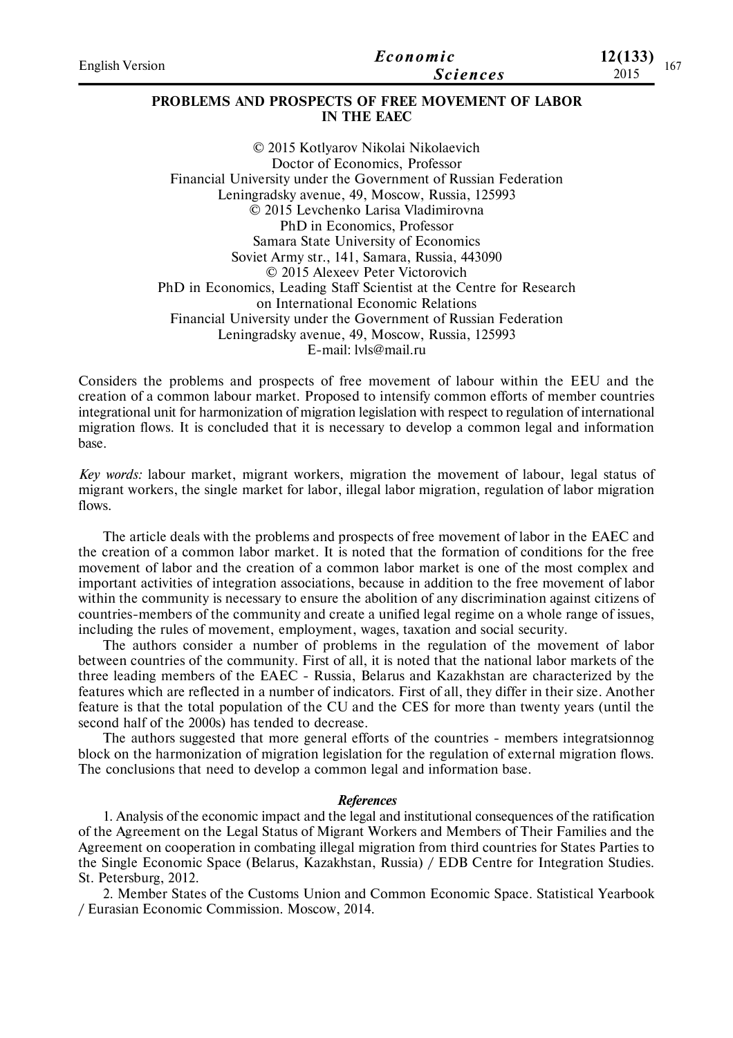# PROBLEMS AND PROSPECTS OF FREE MOVEMENT OF LABOR IN THE EAEC

© 2015 Kotlyarov Nikolai Nikolaevich
Doctor of Economics, Professor
Financial University under the Government of Russian Federation
Leningradsky avenue, 49, Moscow, Russia, 125993
© 2015 Levchenko Larisa Vladimirovna
PhD in Economics, Professor
Samara State University of Economics
Soviet Army str., 141, Samara, Russia, 443090
© 2015 Alexeev Peter Victorovich
PhD in Economics, Leading Staff Scientist at the Centre for Research on International Economic Relations
Financial University under the Government of Russian Federation
Leningradsky avenue, 49, Moscow, Russia, 125993
E-mail: lvls@mail.ru

Considers the problems and prospects of free movement of labour within the EEU and the creation of a common labour market. Proposed to intensify common efforts of member countries integrational unit for harmonization of migration legislation with respect to regulation of international migration flows. It is concluded that it is necessary to develop a common legal and information base.

*Key words:* labour market, migrant workers, migration the movement of labour, legal status of migrant workers, the single market for labor, illegal labor migration, regulation of labor migration flows.

The article deals with the problems and prospects of free movement of labor in the EAEC and the creation of a common labor market. It is noted that the formation of conditions for the free movement of labor and the creation of a common labor market is one of the most complex and important activities of integration associations, because in addition to the free movement of labor within the community is necessary to ensure the abolition of any discrimination against citizens of countries-members of the community and create a unified legal regime on a whole range of issues, including the rules of movement, employment, wages, taxation and social security.

The authors consider a number of problems in the regulation of the movement of labor between countries of the community. First of all, it is noted that the national labor markets of the three leading members of the EAEC - Russia, Belarus and Kazakhstan are characterized by the features which are reflected in a number of indicators. First of all, they differ in their size. Another feature is that the total population of the CU and the CES for more than twenty years (until the second half of the 2000s) has tended to decrease.

The authors suggested that more general efforts of the countries - members integratsionnog block on the harmonization of migration legislation for the regulation of external migration flows. The conclusions that need to develop a common legal and information base.

### *References*

1. Analysis of the economic impact and the legal and institutional consequences of the ratification of the Agreement on the Legal Status of Migrant Workers and Members of Their Families and the Agreement on cooperation in combating illegal migration from third countries for States Parties to the Single Economic Space (Belarus, Kazakhstan, Russia) / EDB Centre for Integration Studies. St. Petersburg, 2012.
2. Member States of the Customs Union and Common Economic Space. Statistical Yearbook / Eurasian Economic Commission. Moscow, 2014.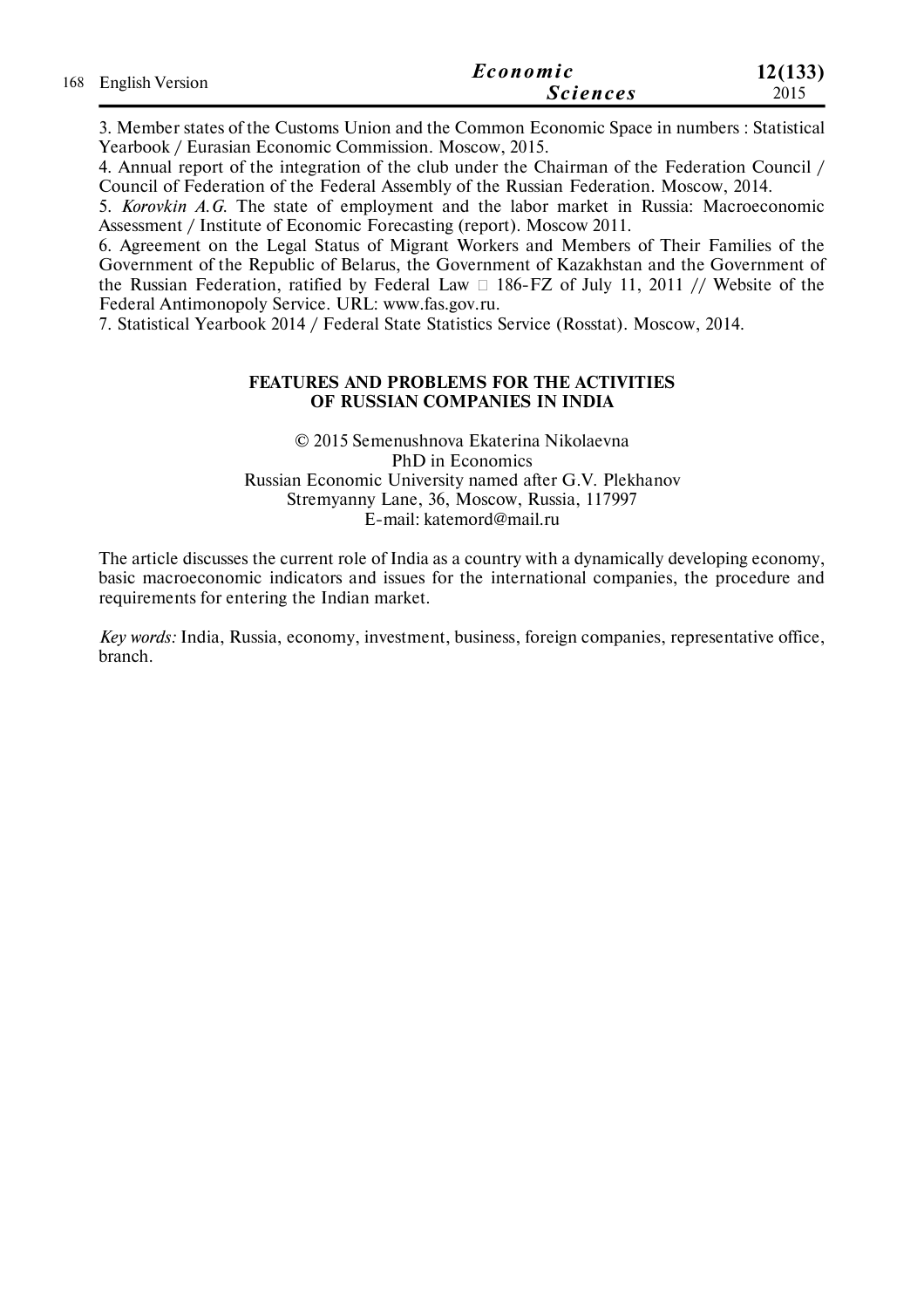3. Member states of the Customs Union and the Common Economic Space in numbers : Statistical Yearbook / Eurasian Economic Commission. Moscow, 2015.
4. Annual report of the integration of the club under the Chairman of the Federation Council / Council of Federation of the Federal Assembly of the Russian Federation. Moscow, 2014.
5. *Korovkin A.G.* The state of employment and the labor market in Russia: Macroeconomic Assessment / Institute of Economic Forecasting (report). Moscow 2011.
6. Agreement on the Legal Status of Migrant Workers and Members of Their Families of the Government of the Republic of Belarus, the Government of Kazakhstan and the Government of the Russian Federation, ratified by Federal Law □ 186-FZ of July 11, 2011 // Website of the Federal Antimonopoly Service. URL: www.fas.gov.ru.
7. Statistical Yearbook 2014 / Federal State Statistics Service (Rosstat). Moscow, 2014.

## FEATURES AND PROBLEMS FOR THE ACTIVITIES OF RUSSIAN COMPANIES IN INDIA

© 2015 Semenushnova Ekaterina Nikolaevna
PhD in Economics
Russian Economic University named after G.V. Plekhanov
Stremyanny Lane, 36, Moscow, Russia, 117997
E-mail: katemord@mail.ru

The article discusses the current role of India as a country with a dynamically developing economy, basic macroeconomic indicators and issues for the international companies, the procedure and requirements for entering the Indian market.

*Key words:* India, Russia, economy, investment, business, foreign companies, representative office, branch.